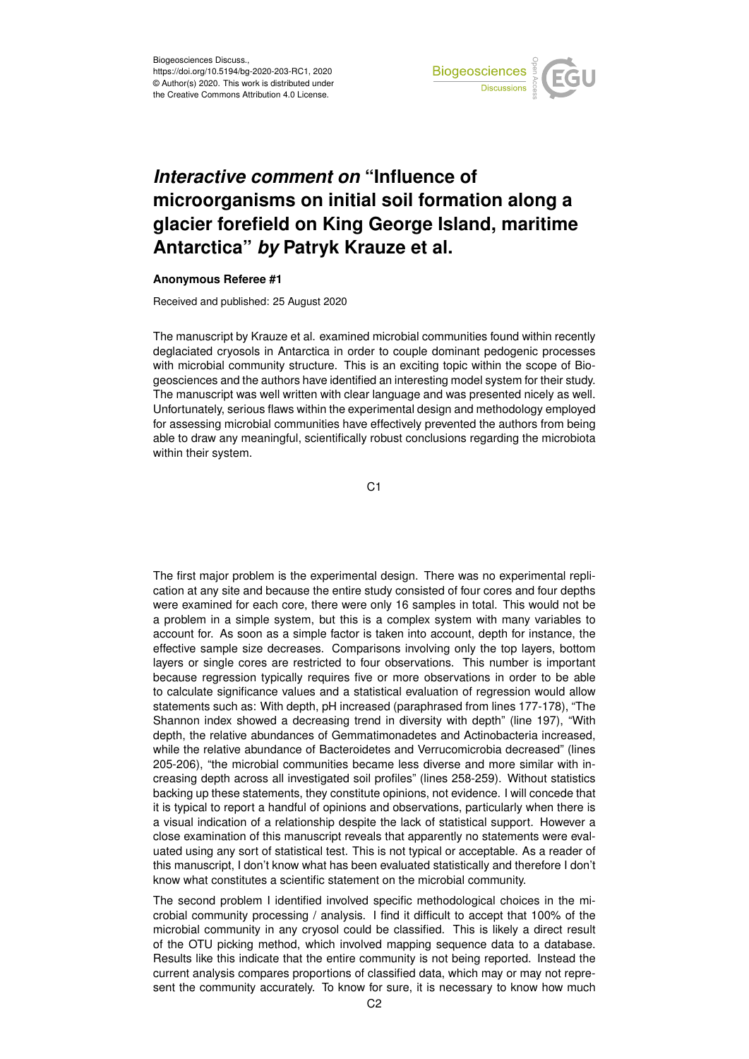# *Interactive comment on* "Influence of microorganisms on initial soil formation along a glacier forefield on King George Island, maritime Antarctica" *by* Patryk Krauze et al.

**Anonymous Referee #1**

Received and published: 25 August 2020

The manuscript by Krauze et al. examined microbial communities found within recently deglaciated cryosols in Antarctica in order to couple dominant pedogenic processes with microbial community structure. This is an exciting topic within the scope of Biogeosciences and the authors have identified an interesting model system for their study. The manuscript was well written with clear language and was presented nicely as well. Unfortunately, serious flaws within the experimental design and methodology employed for assessing microbial communities have effectively prevented the authors from being able to draw any meaningful, scientifically robust conclusions regarding the microbiota within their system.

The first major problem is the experimental design. There was no experimental replication at any site and because the entire study consisted of four cores and four depths were examined for each core, there were only 16 samples in total. This would not be a problem in a simple system, but this is a complex system with many variables to account for. As soon as a simple factor is taken into account, depth for instance, the effective sample size decreases. Comparisons involving only the top layers, bottom layers or single cores are restricted to four observations. This number is important because regression typically requires five or more observations in order to be able to calculate significance values and a statistical evaluation of regression would allow statements such as: With depth, pH increased (paraphrased from lines 177-178), "The Shannon index showed a decreasing trend in diversity with depth" (line 197), "With depth, the relative abundances of Gemmatimonadetes and Actinobacteria increased, while the relative abundance of Bacteroidetes and Verrucomicrobia decreased" (lines 205-206), "the microbial communities became less diverse and more similar with increasing depth across all investigated soil profiles" (lines 258-259). Without statistics backing up these statements, they constitute opinions, not evidence. I will concede that it is typical to report a handful of opinions and observations, particularly when there is a visual indication of a relationship despite the lack of statistical support. However a close examination of this manuscript reveals that apparently no statements were evaluated using any sort of statistical test. This is not typical or acceptable. As a reader of this manuscript, I don't know what has been evaluated statistically and therefore I don't know what constitutes a scientific statement on the microbial community.

The second problem I identified involved specific methodological choices in the microbial community processing / analysis. I find it difficult to accept that 100% of the microbial community in any cryosol could be classified. This is likely a direct result of the OTU picking method, which involved mapping sequence data to a database. Results like this indicate that the entire community is not being reported. Instead the current analysis compares proportions of classified data, which may or may not represent the community accurately. To know for sure, it is necessary to know how much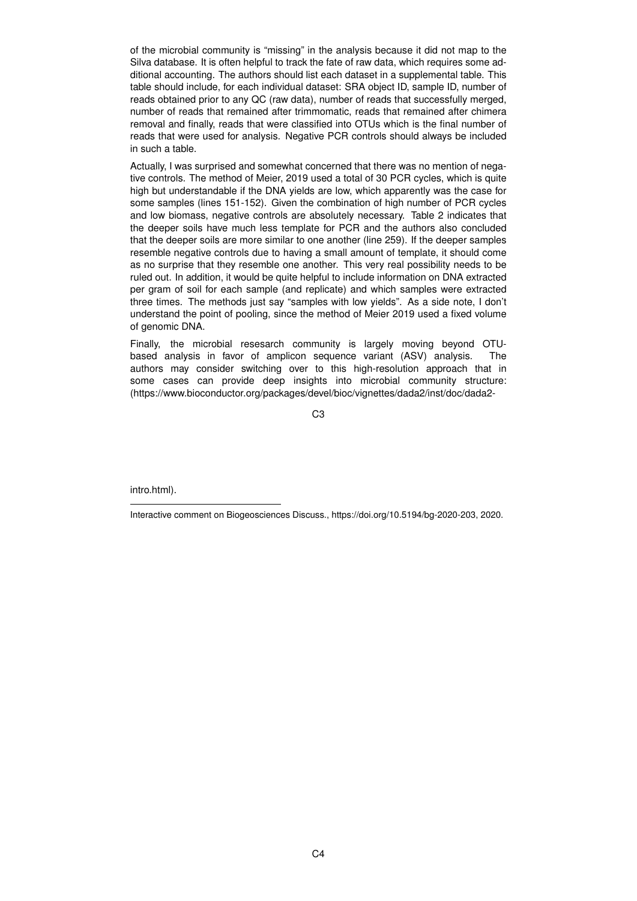of the microbial community is "missing" in the analysis because it did not map to the Silva database. It is often helpful to track the fate of raw data, which requires some additional accounting. The authors should list each dataset in a supplemental table. This table should include, for each individual dataset: SRA object ID, sample ID, number of reads obtained prior to any QC (raw data), number of reads that successfully merged, number of reads that remained after trimmomatic, reads that remained after chimera removal and finally, reads that were classified into OTUs which is the final number of reads that were used for analysis. Negative PCR controls should always be included in such a table.

Actually, I was surprised and somewhat concerned that there was no mention of negative controls. The method of Meier, 2019 used a total of 30 PCR cycles, which is quite high but understandable if the DNA yields are low, which apparently was the case for some samples (lines 151-152). Given the combination of high number of PCR cycles and low biomass, negative controls are absolutely necessary. Table 2 indicates that the deeper soils have much less template for PCR and the authors also concluded that the deeper soils are more similar to one another (line 259). If the deeper samples resemble negative controls due to having a small amount of template, it should come as no surprise that they resemble one another. This very real possibility needs to be ruled out. In addition, it would be quite helpful to include information on DNA extracted per gram of soil for each sample (and replicate) and which samples were extracted three times. The methods just say "samples with low yields". As a side note, I don't understand the point of pooling, since the method of Meier 2019 used a fixed volume of genomic DNA.

Finally, the microbial resesarch community is largely moving beyond OTU-based analysis in favor of amplicon sequence variant (ASV) analysis. The authors may consider switching over to this high-resolution approach that in some cases can provide deep insights into microbial community structure: (https://www.bioconductor.org/packages/devel/bioc/vignettes/dada2/inst/doc/dada2-intro.html).

---

Interactive comment on Biogeosciences Discuss., https://doi.org/10.5194/bg-2020-203, 2020.